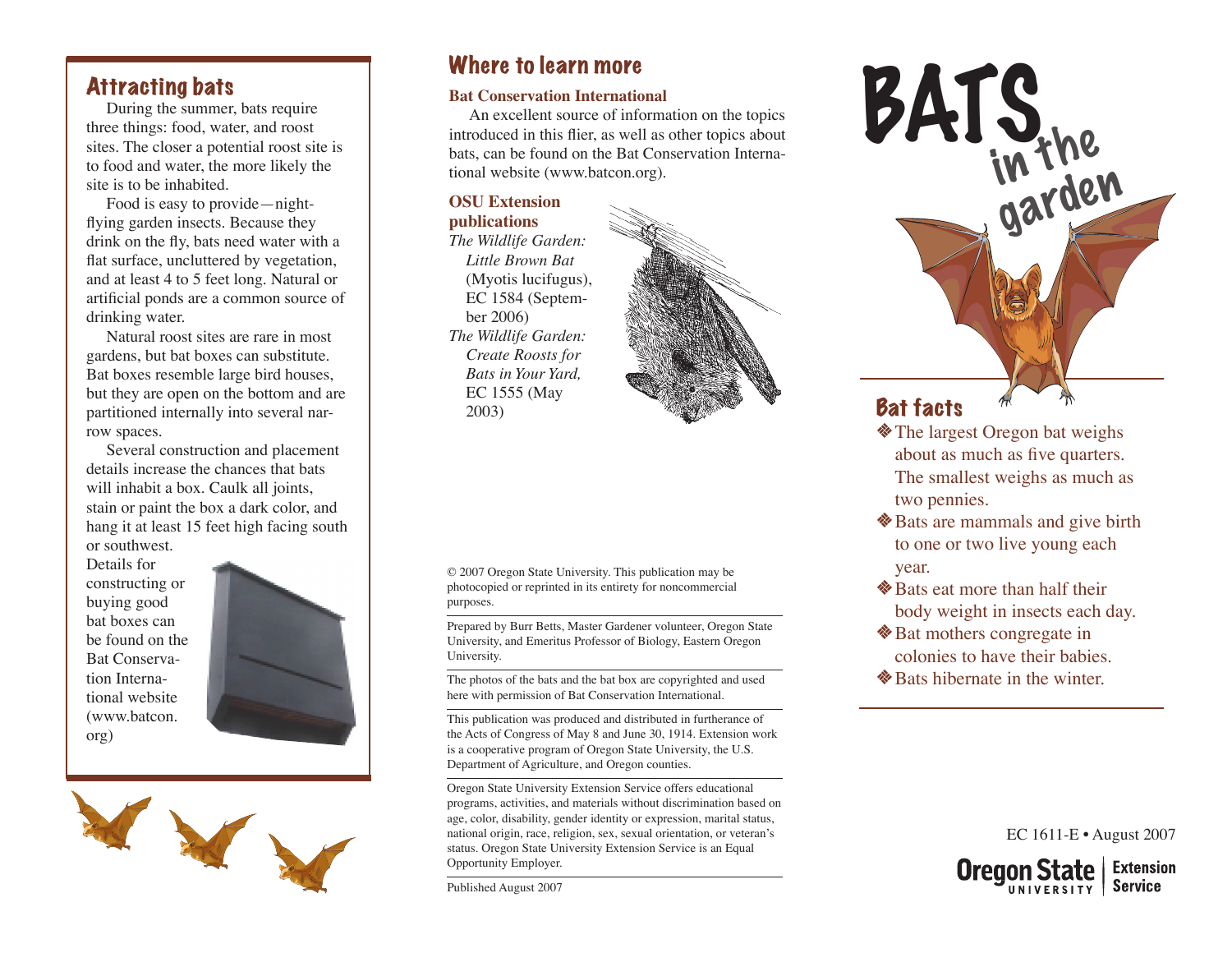# BATS in the garden

## Bat facts

- The largest Oregon bat weighs about as much as five quarters. The smallest weighs as much as two pennies.
- Bats are mammals and give birth to one or two live young each year.
- Bats eat more than half their body weight in insects each day.
- Bat mothers congregate in colonies to have their babies.
- Bats hibernate in the winter.

## Attracting bats

During the summer, bats require three things: food, water, and roost sites. The closer a potential roost site is to food and water, the more likely the site is to be inhabited.

Food is easy to provide—night-flying garden insects. Because they drink on the fly, bats need water with a flat surface, uncluttered by vegetation, and at least 4 to 5 feet long. Natural or artificial ponds are a common source of drinking water.

Natural roost sites are rare in most gardens, but bat boxes can substitute. Bat boxes resemble large bird houses, but they are open on the bottom and are partitioned internally into several narrow spaces.

Several construction and placement details increase the chances that bats will inhabit a box. Caulk all joints, stain or paint the box a dark color, and hang it at least 15 feet high facing south or southwest.

Details for constructing or buying good bat boxes can be found on the Bat Conservation International website (www.batcon.org)

## Where to learn more

**Bat Conservation International**

An excellent source of information on the topics introduced in this flier, as well as other topics about bats, can be found on the Bat Conservation International website (www.batcon.org).

**OSU Extension publications**

*The Wildlife Garden: Little Brown Bat* (Myotis lucifugus), EC 1584 (September 2006)

*The Wildlife Garden: Create Roosts for Bats in Your Yard,* EC 1555 (May 2003)

© 2007 Oregon State University. This publication may be photocopied or reprinted in its entirety for noncommercial purposes.

Prepared by Burr Betts, Master Gardener volunteer, Oregon State University, and Emeritus Professor of Biology, Eastern Oregon University.

The photos of the bats and the bat box are copyrighted and used here with permission of Bat Conservation International.

This publication was produced and distributed in furtherance of the Acts of Congress of May 8 and June 30, 1914. Extension work is a cooperative program of Oregon State University, the U.S. Department of Agriculture, and Oregon counties.

Oregon State University Extension Service offers educational programs, activities, and materials without discrimination based on age, color, disability, gender identity or expression, marital status, national origin, race, religion, sex, sexual orientation, or veteran's status. Oregon State University Extension Service is an Equal Opportunity Employer.

Published August 2007

EC 1611-E • August 2007

Oregon State University Extension Service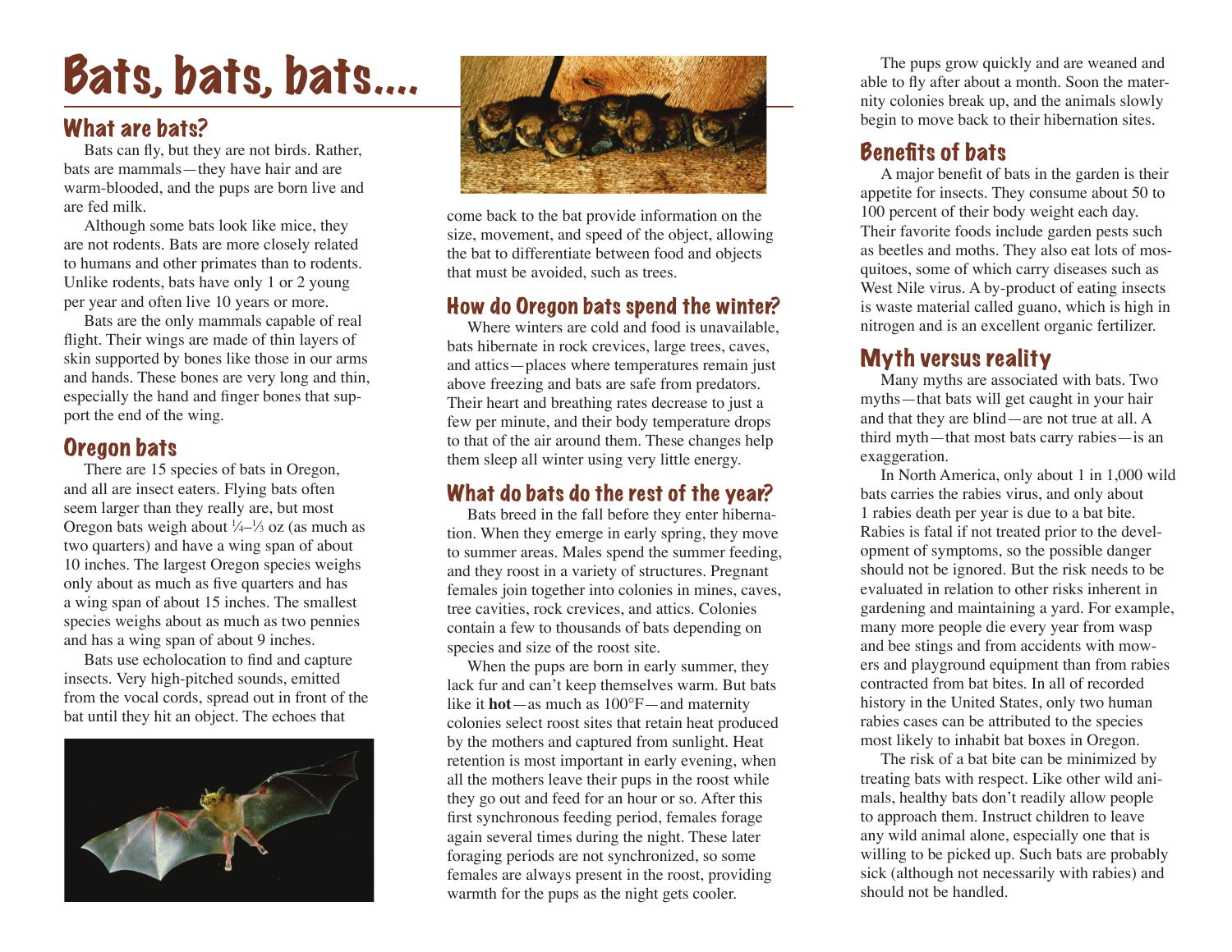# Bats, bats, bats....

## What are bats?

Bats can fly, but they are not birds. Rather, bats are mammals—they have hair and are warm-blooded, and the pups are born live and are fed milk.

Although some bats look like mice, they are not rodents. Bats are more closely related to humans and other primates than to rodents. Unlike rodents, bats have only 1 or 2 young per year and often live 10 years or more.

Bats are the only mammals capable of real flight. Their wings are made of thin layers of skin supported by bones like those in our arms and hands. These bones are very long and thin, especially the hand and finger bones that support the end of the wing.

## Oregon bats

There are 15 species of bats in Oregon, and all are insect eaters. Flying bats often seem larger than they really are, but most Oregon bats weigh about ¼–⅓ oz (as much as two quarters) and have a wing span of about 10 inches. The largest Oregon species weighs only about as much as five quarters and has a wing span of about 15 inches. The smallest species weighs about as much as two pennies and has a wing span of about 9 inches.

Bats use echolocation to find and capture insects. Very high-pitched sounds, emitted from the vocal cords, spread out in front of the bat until they hit an object. The echoes that come back to the bat provide information on the size, movement, and speed of the object, allowing the bat to differentiate between food and objects that must be avoided, such as trees.

## How do Oregon bats spend the winter?

Where winters are cold and food is unavailable, bats hibernate in rock crevices, large trees, caves, and attics—places where temperatures remain just above freezing and bats are safe from predators. Their heart and breathing rates decrease to just a few per minute, and their body temperature drops to that of the air around them. These changes help them sleep all winter using very little energy.

## What do bats do the rest of the year?

Bats breed in the fall before they enter hibernation. When they emerge in early spring, they move to summer areas. Males spend the summer feeding, and they roost in a variety of structures. Pregnant females join together into colonies in mines, caves, tree cavities, rock crevices, and attics. Colonies contain a few to thousands of bats depending on species and size of the roost site.

When the pups are born in early summer, they lack fur and can't keep themselves warm. But bats like it **hot**—as much as 100°F—and maternity colonies select roost sites that retain heat produced by the mothers and captured from sunlight. Heat retention is most important in early evening, when all the mothers leave their pups in the roost while they go out and feed for an hour or so. After this first synchronous feeding period, females forage again several times during the night. These later foraging periods are not synchronized, so some females are always present in the roost, providing warmth for the pups as the night gets cooler.

The pups grow quickly and are weaned and able to fly after about a month. Soon the maternity colonies break up, and the animals slowly begin to move back to their hibernation sites.

## Benefits of bats

A major benefit of bats in the garden is their appetite for insects. They consume about 50 to 100 percent of their body weight each day. Their favorite foods include garden pests such as beetles and moths. They also eat lots of mosquitoes, some of which carry diseases such as West Nile virus. A by-product of eating insects is waste material called guano, which is high in nitrogen and is an excellent organic fertilizer.

## Myth versus reality

Many myths are associated with bats. Two myths—that bats will get caught in your hair and that they are blind—are not true at all. A third myth—that most bats carry rabies—is an exaggeration.

In North America, only about 1 in 1,000 wild bats carries the rabies virus, and only about 1 rabies death per year is due to a bat bite. Rabies is fatal if not treated prior to the development of symptoms, so the possible danger should not be ignored. But the risk needs to be evaluated in relation to other risks inherent in gardening and maintaining a yard. For example, many more people die every year from wasp and bee stings and from accidents with mowers and playground equipment than from rabies contracted from bat bites. In all of recorded history in the United States, only two human rabies cases can be attributed to the species most likely to inhabit bat boxes in Oregon.

The risk of a bat bite can be minimized by treating bats with respect. Like other wild animals, healthy bats don't readily allow people to approach them. Instruct children to leave any wild animal alone, especially one that is willing to be picked up. Such bats are probably sick (although not necessarily with rabies) and should not be handled.